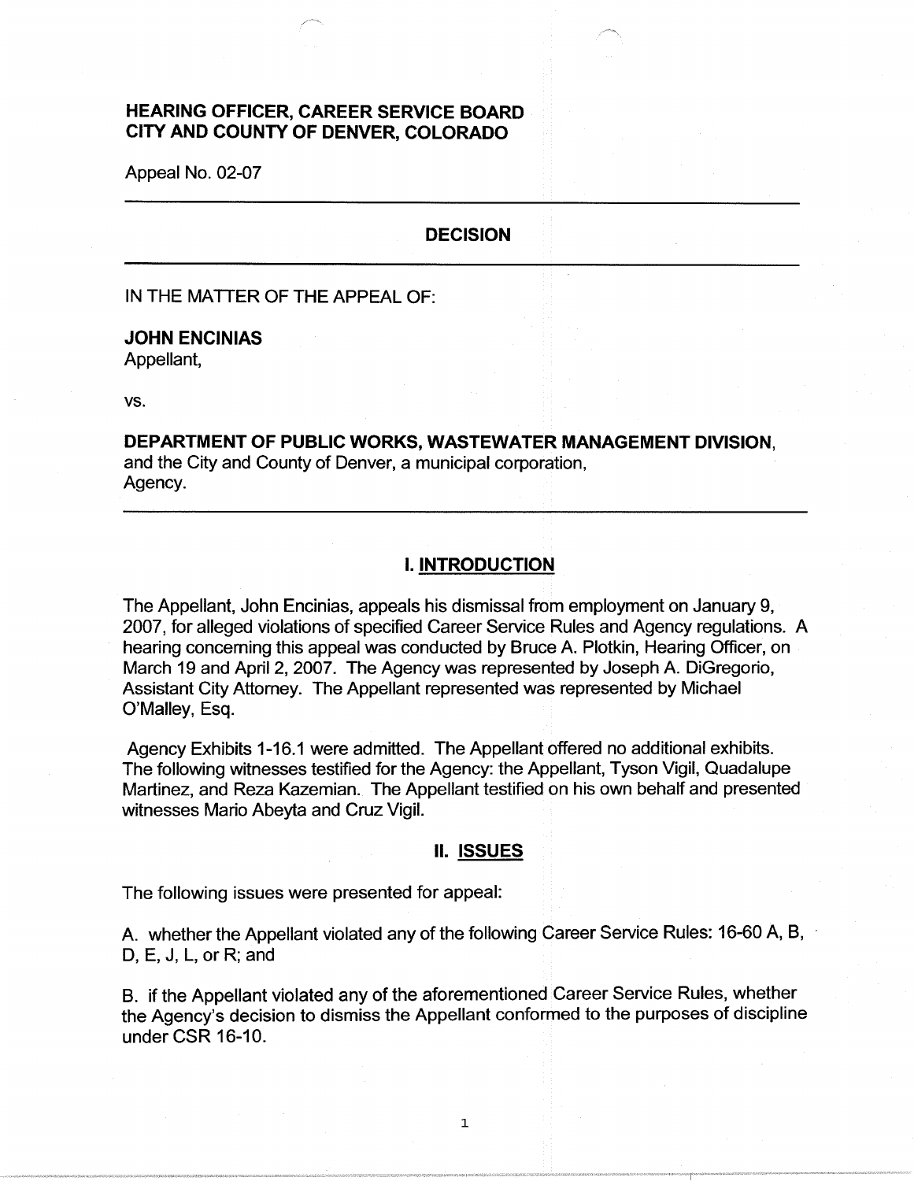**HEARING OFFICER, CAREER SERVICE BOARD**
**CITY AND COUNTY OF DENVER, COLORADO**

Appeal No. 02-07

---

## DECISION

---

IN THE MATTER OF THE APPEAL OF:

**JOHN ENCINIAS**
Appellant,

vs.

**DEPARTMENT OF PUBLIC WORKS, WASTEWATER MANAGEMENT DIVISION**, and the City and County of Denver, a municipal corporation,
Agency.

---

## I. INTRODUCTION

The Appellant, John Encinias, appeals his dismissal from employment on January 9, 2007, for alleged violations of specified Career Service Rules and Agency regulations. A hearing concerning this appeal was conducted by Bruce A. Plotkin, Hearing Officer, on March 19 and April 2, 2007. The Agency was represented by Joseph A. DiGregorio, Assistant City Attorney. The Appellant represented was represented by Michael O'Malley, Esq.

Agency Exhibits 1-16.1 were admitted. The Appellant offered no additional exhibits. The following witnesses testified for the Agency: the Appellant, Tyson Vigil, Quadalupe Martinez, and Reza Kazemian. The Appellant testified on his own behalf and presented witnesses Mario Abeyta and Cruz Vigil.

## II. ISSUES

The following issues were presented for appeal:

A. whether the Appellant violated any of the following Career Service Rules: 16-60 A, B, D, E, J, L, or R; and

B. if the Appellant violated any of the aforementioned Career Service Rules, whether the Agency's decision to dismiss the Appellant conformed to the purposes of discipline under CSR 16-10.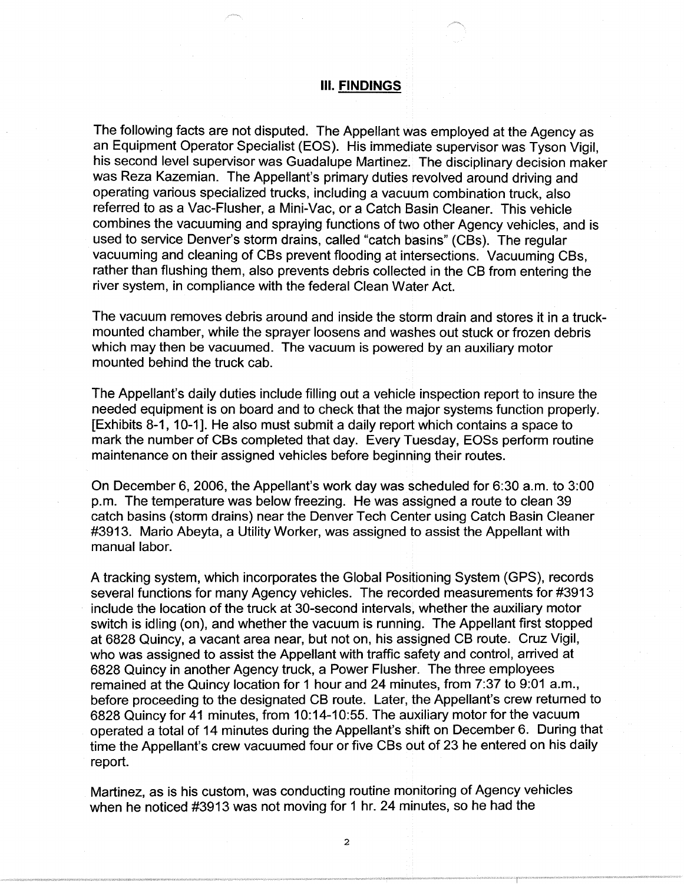## III. FINDINGS

The following facts are not disputed. The Appellant was employed at the Agency as an Equipment Operator Specialist (EOS). His immediate supervisor was Tyson Vigil, his second level supervisor was Guadalupe Martinez. The disciplinary decision maker was Reza Kazemian. The Appellant's primary duties revolved around driving and operating various specialized trucks, including a vacuum combination truck, also referred to as a Vac-Flusher, a Mini-Vac, or a Catch Basin Cleaner. This vehicle combines the vacuuming and spraying functions of two other Agency vehicles, and is used to service Denver's storm drains, called "catch basins" (CBs). The regular vacuuming and cleaning of CBs prevent flooding at intersections. Vacuuming CBs, rather than flushing them, also prevents debris collected in the CB from entering the river system, in compliance with the federal Clean Water Act.

The vacuum removes debris around and inside the storm drain and stores it in a truck-mounted chamber, while the sprayer loosens and washes out stuck or frozen debris which may then be vacuumed. The vacuum is powered by an auxiliary motor mounted behind the truck cab.

The Appellant's daily duties include filling out a vehicle inspection report to insure the needed equipment is on board and to check that the major systems function properly. [Exhibits 8-1, 10-1]. He also must submit a daily report which contains a space to mark the number of CBs completed that day. Every Tuesday, EOSs perform routine maintenance on their assigned vehicles before beginning their routes.

On December 6, 2006, the Appellant's work day was scheduled for 6:30 a.m. to 3:00 p.m. The temperature was below freezing. He was assigned a route to clean 39 catch basins (storm drains) near the Denver Tech Center using Catch Basin Cleaner #3913. Mario Abeyta, a Utility Worker, was assigned to assist the Appellant with manual labor.

A tracking system, which incorporates the Global Positioning System (GPS), records several functions for many Agency vehicles. The recorded measurements for #3913 include the location of the truck at 30-second intervals, whether the auxiliary motor switch is idling (on), and whether the vacuum is running. The Appellant first stopped at 6828 Quincy, a vacant area near, but not on, his assigned CB route. Cruz Vigil, who was assigned to assist the Appellant with traffic safety and control, arrived at 6828 Quincy in another Agency truck, a Power Flusher. The three employees remained at the Quincy location for 1 hour and 24 minutes, from 7:37 to 9:01 a.m., before proceeding to the designated CB route. Later, the Appellant's crew returned to 6828 Quincy for 41 minutes, from 10:14-10:55. The auxiliary motor for the vacuum operated a total of 14 minutes during the Appellant's shift on December 6. During that time the Appellant's crew vacuumed four or five CBs out of 23 he entered on his daily report.

Martinez, as is his custom, was conducting routine monitoring of Agency vehicles when he noticed #3913 was not moving for 1 hr. 24 minutes, so he had the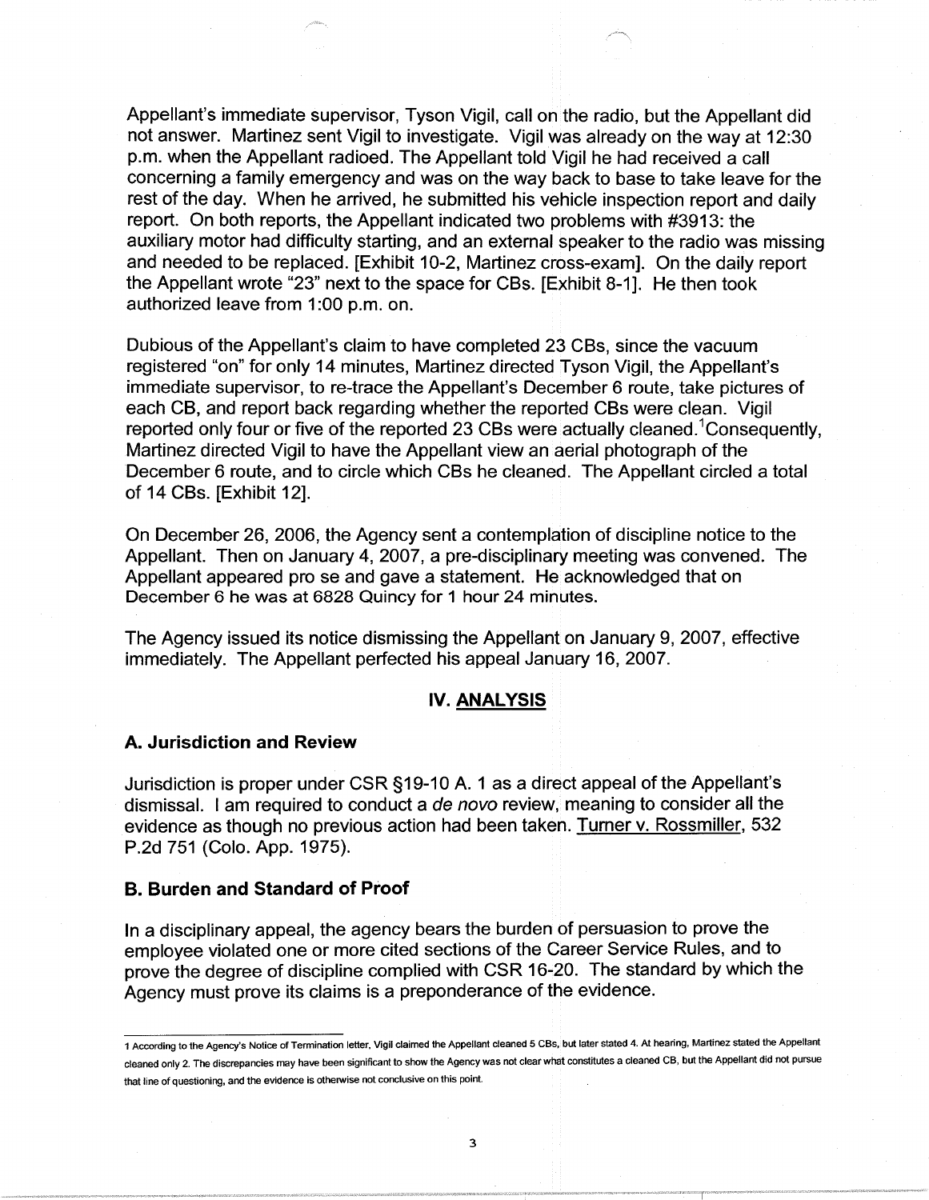Appellant's immediate supervisor, Tyson Vigil, call on the radio, but the Appellant did not answer. Martinez sent Vigil to investigate. Vigil was already on the way at 12:30 p.m. when the Appellant radioed. The Appellant told Vigil he had received a call concerning a family emergency and was on the way back to base to take leave for the rest of the day. When he arrived, he submitted his vehicle inspection report and daily report. On both reports, the Appellant indicated two problems with #3913: the auxiliary motor had difficulty starting, and an external speaker to the radio was missing and needed to be replaced. [Exhibit 10-2, Martinez cross-exam]. On the daily report the Appellant wrote "23" next to the space for CBs. [Exhibit 8-1]. He then took authorized leave from 1:00 p.m. on.

Dubious of the Appellant's claim to have completed 23 CBs, since the vacuum registered "on" for only 14 minutes, Martinez directed Tyson Vigil, the Appellant's immediate supervisor, to re-trace the Appellant's December 6 route, take pictures of each CB, and report back regarding whether the reported CBs were clean. Vigil reported only four or five of the reported 23 CBs were actually cleaned.[1] Consequently, Martinez directed Vigil to have the Appellant view an aerial photograph of the December 6 route, and to circle which CBs he cleaned. The Appellant circled a total of 14 CBs. [Exhibit 12].

On December 26, 2006, the Agency sent a contemplation of discipline notice to the Appellant. Then on January 4, 2007, a pre-disciplinary meeting was convened. The Appellant appeared pro se and gave a statement. He acknowledged that on December 6 he was at 6828 Quincy for 1 hour 24 minutes.

The Agency issued its notice dismissing the Appellant on January 9, 2007, effective immediately. The Appellant perfected his appeal January 16, 2007.

## IV. ANALYSIS

### A. Jurisdiction and Review

Jurisdiction is proper under CSR §19-10 A. 1 as a direct appeal of the Appellant's dismissal. I am required to conduct a *de novo* review, meaning to consider all the evidence as though no previous action had been taken. Turner v. Rossmiller, 532 P.2d 751 (Colo. App. 1975).

### B. Burden and Standard of Proof

In a disciplinary appeal, the agency bears the burden of persuasion to prove the employee violated one or more cited sections of the Career Service Rules, and to prove the degree of discipline complied with CSR 16-20. The standard by which the Agency must prove its claims is a preponderance of the evidence.

---

[1] According to the Agency's Notice of Termination letter, Vigil claimed the Appellant cleaned 5 CBs, but later stated 4. At hearing, Martinez stated the Appellant cleaned only 2. The discrepancies may have been significant to show the Agency was not clear what constitutes a cleaned CB, but the Appellant did not pursue that line of questioning, and the evidence is otherwise not conclusive on this point.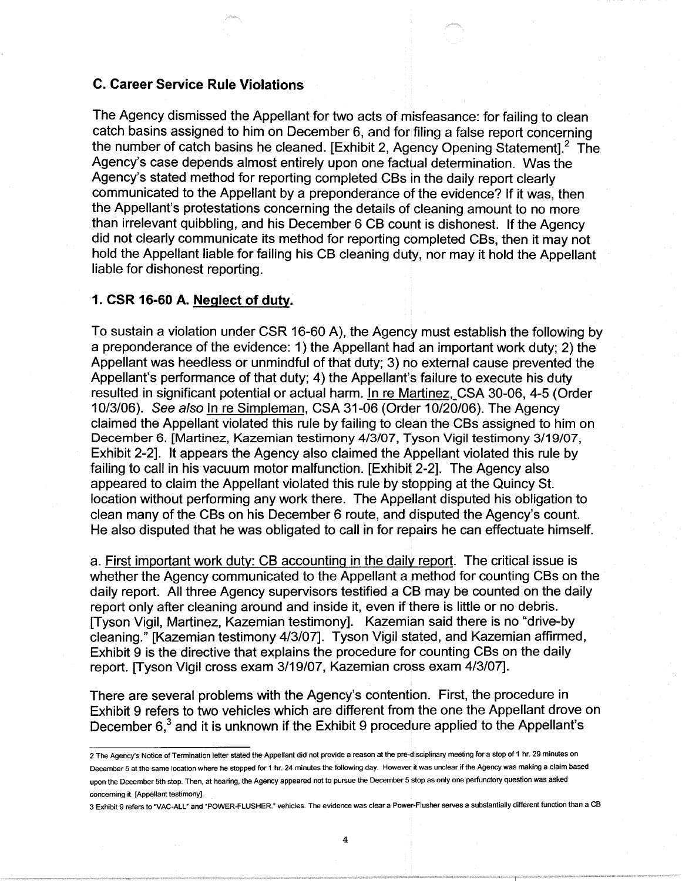### C. Career Service Rule Violations

The Agency dismissed the Appellant for two acts of misfeasance: for failing to clean catch basins assigned to him on December 6, and for filing a false report concerning the number of catch basins he cleaned. [Exhibit 2, Agency Opening Statement].[2] The Agency's case depends almost entirely upon one factual determination. Was the Agency's stated method for reporting completed CBs in the daily report clearly communicated to the Appellant by a preponderance of the evidence? If it was, then the Appellant's protestations concerning the details of cleaning amount to no more than irrelevant quibbling, and his December 6 CB count is dishonest. If the Agency did not clearly communicate its method for reporting completed CBs, then it may not hold the Appellant liable for failing his CB cleaning duty, nor may it hold the Appellant liable for dishonest reporting.

### 1. CSR 16-60 A. Neglect of duty.

To sustain a violation under CSR 16-60 A), the Agency must establish the following by a preponderance of the evidence: 1) the Appellant had an important work duty; 2) the Appellant was heedless or unmindful of that duty; 3) no external cause prevented the Appellant's performance of that duty; 4) the Appellant's failure to execute his duty resulted in significant potential or actual harm. In re Martinez, CSA 30-06, 4-5 (Order 10/3/06). *See also* In re Simpleman, CSA 31-06 (Order 10/20/06). The Agency claimed the Appellant violated this rule by failing to clean the CBs assigned to him on December 6. [Martinez, Kazemian testimony 4/3/07, Tyson Vigil testimony 3/19/07, Exhibit 2-2]. It appears the Agency also claimed the Appellant violated this rule by failing to call in his vacuum motor malfunction. [Exhibit 2-2]. The Agency also appeared to claim the Appellant violated this rule by stopping at the Quincy St. location without performing any work there. The Appellant disputed his obligation to clean many of the CBs on his December 6 route, and disputed the Agency's count. He also disputed that he was obligated to call in for repairs he can effectuate himself.

a. First important work duty: CB accounting in the daily report. The critical issue is whether the Agency communicated to the Appellant a method for counting CBs on the daily report. All three Agency supervisors testified a CB may be counted on the daily report only after cleaning around and inside it, even if there is little or no debris. [Tyson Vigil, Martinez, Kazemian testimony]. Kazemian said there is no "drive-by cleaning." [Kazemian testimony 4/3/07]. Tyson Vigil stated, and Kazemian affirmed, Exhibit 9 is the directive that explains the procedure for counting CBs on the daily report. [Tyson Vigil cross exam 3/19/07, Kazemian cross exam 4/3/07].

There are several problems with the Agency's contention. First, the procedure in Exhibit 9 refers to two vehicles which are different from the one the Appellant drove on December 6,[3] and it is unknown if the Exhibit 9 procedure applied to the Appellant's

---

[2] The Agency's Notice of Termination letter stated the Appellant did not provide a reason at the pre-disciplinary meeting for a stop of 1 hr. 29 minutes on December 5 at the same location where he stopped for 1 hr. 24 minutes the following day. However it was unclear if the Agency was making a claim based upon the December 5th stop. Then, at hearing, the Agency appeared not to pursue the December 5 stop as only one perfunctory question was asked concerning it. [Appellant testimony].

[3] Exhibit 9 refers to "VAC-ALL" and "POWER-FLUSHER." vehicles. The evidence was clear a Power-Flusher serves a substantially different function than a CB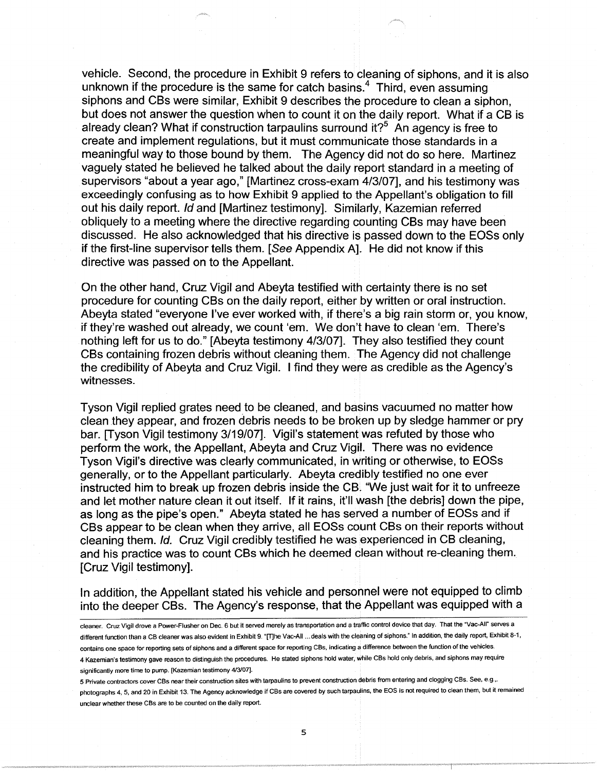vehicle. Second, the procedure in Exhibit 9 refers to cleaning of siphons, and it is also unknown if the procedure is the same for catch basins.[4] Third, even assuming siphons and CBs were similar, Exhibit 9 describes the procedure to clean a siphon, but does not answer the question when to count it on the daily report. What if a CB is already clean? What if construction tarpaulins surround it?[5] An agency is free to create and implement regulations, but it must communicate those standards in a meaningful way to those bound by them. The Agency did not do so here. Martinez vaguely stated he believed he talked about the daily report standard in a meeting of supervisors "about a year ago," [Martinez cross-exam 4/3/07], and his testimony was exceedingly confusing as to how Exhibit 9 applied to the Appellant's obligation to fill out his daily report. *Id* and [Martinez testimony]. Similarly, Kazemian referred obliquely to a meeting where the directive regarding counting CBs may have been discussed. He also acknowledged that his directive is passed down to the EOSs only if the first-line supervisor tells them. [*See* Appendix A]. He did not know if this directive was passed on to the Appellant.

On the other hand, Cruz Vigil and Abeyta testified with certainty there is no set procedure for counting CBs on the daily report, either by written or oral instruction. Abeyta stated "everyone I've ever worked with, if there's a big rain storm or, you know, if they're washed out already, we count 'em. We don't have to clean 'em. There's nothing left for us to do." [Abeyta testimony 4/3/07]. They also testified they count CBs containing frozen debris without cleaning them. The Agency did not challenge the credibility of Abeyta and Cruz Vigil. I find they were as credible as the Agency's witnesses.

Tyson Vigil replied grates need to be cleaned, and basins vacuumed no matter how clean they appear, and frozen debris needs to be broken up by sledge hammer or pry bar. [Tyson Vigil testimony 3/19/07]. Vigil's statement was refuted by those who perform the work, the Appellant, Abeyta and Cruz Vigil. There was no evidence Tyson Vigil's directive was clearly communicated, in writing or otherwise, to EOSs generally, or to the Appellant particularly. Abeyta credibly testified no one ever instructed him to break up frozen debris inside the CB. "We just wait for it to unfreeze and let mother nature clean it out itself. If it rains, it'll wash [the debris] down the pipe, as long as the pipe's open." Abeyta stated he has served a number of EOSs and if CBs appear to be clean when they arrive, all EOSs count CBs on their reports without cleaning them. *Id.* Cruz Vigil credibly testified he was experienced in CB cleaning, and his practice was to count CBs which he deemed clean without re-cleaning them. [Cruz Vigil testimony].

In addition, the Appellant stated his vehicle and personnel were not equipped to climb into the deeper CBs. The Agency's response, that the Appellant was equipped with a

---

cleaner. Cruz Vigil drove a Power-Flusher on Dec. 6 but it served merely as transportation and a traffic control device that day. That the "Vac-All" serves a different function than a CB cleaner was also evident in Exhibit 9. "[T]he Vac-All ...deals with the cleaning of siphons." In addition, the daily report, Exhibit 8-1, contains one space for reporting sets of siphons and a different space for reporting CBs, indicating a difference between the function of the vehicles.

4 Kazemian's testimony gave reason to distinguish the procedures. He stated siphons hold water, while CBs hold only debris, and siphons may require significantly more time to pump. [Kazemian testimony 4/3/07].

5 Private contractors cover CBs near their construction sites with tarpaulins to prevent construction debris from entering and clogging CBs. See, e.g., photographs 4, 5, and 20 in Exhibit 13. The Agency acknowledge if CBs are covered by such tarpaulins, the EOS is not required to clean them, but it remained unclear whether these CBs are to be counted on the daily report.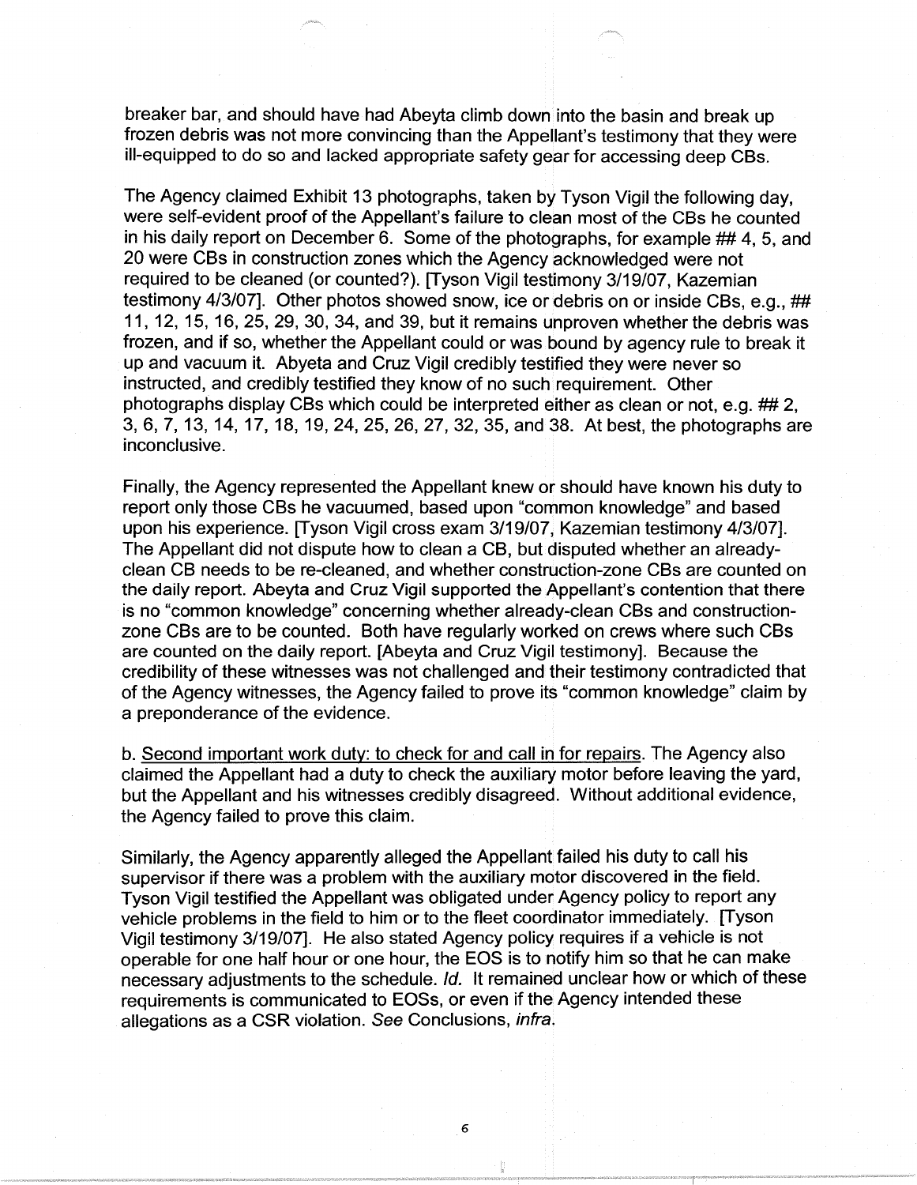breaker bar, and should have had Abeyta climb down into the basin and break up frozen debris was not more convincing than the Appellant's testimony that they were ill-equipped to do so and lacked appropriate safety gear for accessing deep CBs.

The Agency claimed Exhibit 13 photographs, taken by Tyson Vigil the following day, were self-evident proof of the Appellant's failure to clean most of the CBs he counted in his daily report on December 6. Some of the photographs, for example ## 4, 5, and 20 were CBs in construction zones which the Agency acknowledged were not required to be cleaned (or counted?). [Tyson Vigil testimony 3/19/07, Kazemian testimony 4/3/07]. Other photos showed snow, ice or debris on or inside CBs, e.g., ## 11, 12, 15, 16, 25, 29, 30, 34, and 39, but it remains unproven whether the debris was frozen, and if so, whether the Appellant could or was bound by agency rule to break it up and vacuum it. Abyeta and Cruz Vigil credibly testified they were never so instructed, and credibly testified they know of no such requirement. Other photographs display CBs which could be interpreted either as clean or not, e.g. ## 2, 3, 6, 7, 13, 14, 17, 18, 19, 24, 25, 26, 27, 32, 35, and 38. At best, the photographs are inconclusive.

Finally, the Agency represented the Appellant knew or should have known his duty to report only those CBs he vacuumed, based upon "common knowledge" and based upon his experience. [Tyson Vigil cross exam 3/19/07, Kazemian testimony 4/3/07]. The Appellant did not dispute how to clean a CB, but disputed whether an already-clean CB needs to be re-cleaned, and whether construction-zone CBs are counted on the daily report. Abeyta and Cruz Vigil supported the Appellant's contention that there is no "common knowledge" concerning whether already-clean CBs and construction-zone CBs are to be counted. Both have regularly worked on crews where such CBs are counted on the daily report. [Abeyta and Cruz Vigil testimony]. Because the credibility of these witnesses was not challenged and their testimony contradicted that of the Agency witnesses, the Agency failed to prove its "common knowledge" claim by a preponderance of the evidence.

b. <u>Second important work duty: to check for and call in for repairs</u>. The Agency also claimed the Appellant had a duty to check the auxiliary motor before leaving the yard, but the Appellant and his witnesses credibly disagreed. Without additional evidence, the Agency failed to prove this claim.

Similarly, the Agency apparently alleged the Appellant failed his duty to call his supervisor if there was a problem with the auxiliary motor discovered in the field. Tyson Vigil testified the Appellant was obligated under Agency policy to report any vehicle problems in the field to him or to the fleet coordinator immediately. [Tyson Vigil testimony 3/19/07]. He also stated Agency policy requires if a vehicle is not operable for one half hour or one hour, the EOS is to notify him so that he can make necessary adjustments to the schedule. *Id.* It remained unclear how or which of these requirements is communicated to EOSs, or even if the Agency intended these allegations as a CSR violation. *See* Conclusions, *infra*.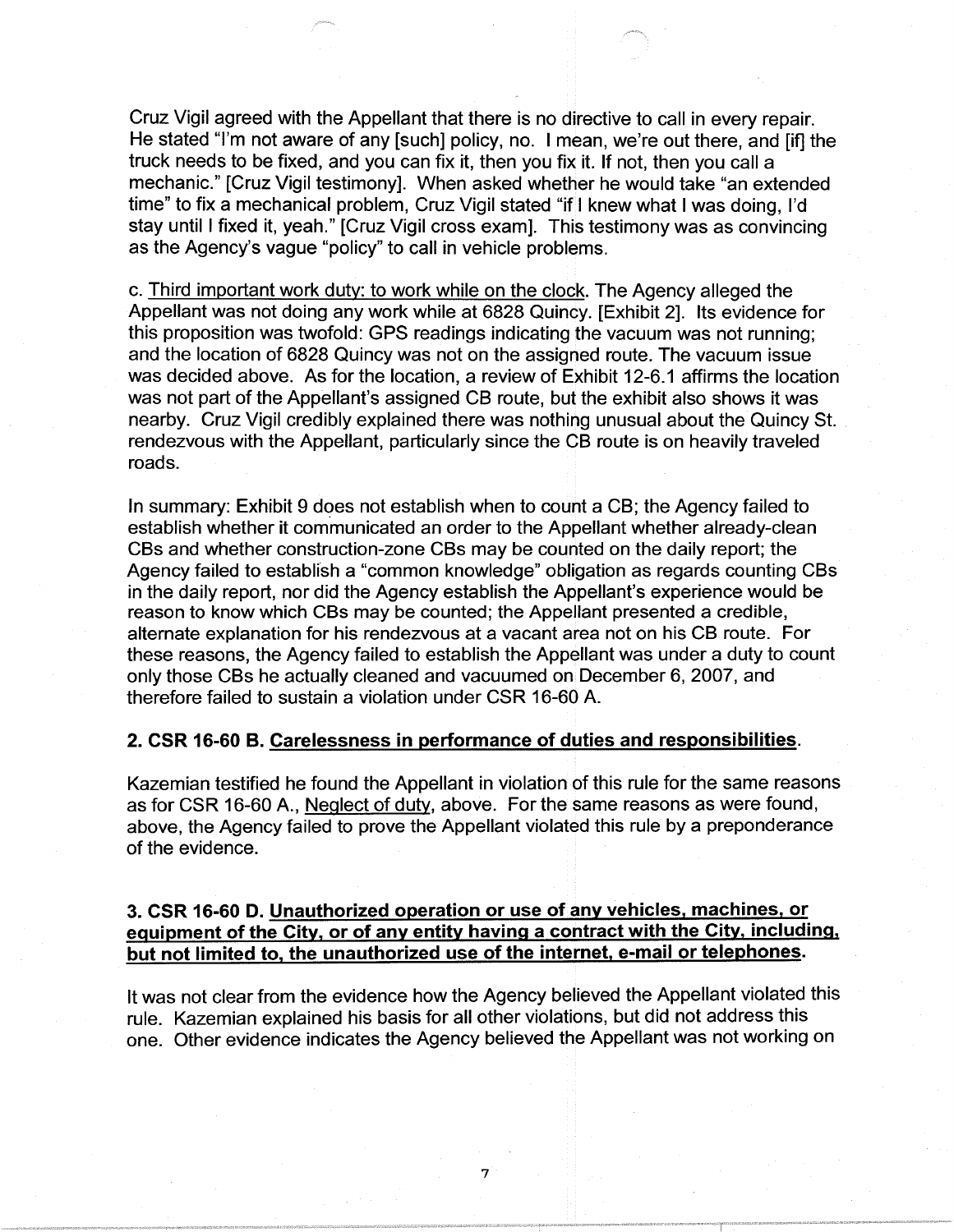Cruz Vigil agreed with the Appellant that there is no directive to call in every repair. He stated "I'm not aware of any [such] policy, no. I mean, we're out there, and [if] the truck needs to be fixed, and you can fix it, then you fix it. If not, then you call a mechanic." [Cruz Vigil testimony]. When asked whether he would take "an extended time" to fix a mechanical problem, Cruz Vigil stated "if I knew what I was doing, I'd stay until I fixed it, yeah." [Cruz Vigil cross exam]. This testimony was as convincing as the Agency's vague "policy" to call in vehicle problems.

c. <u>Third important work duty: to work while on the clock</u>. The Agency alleged the Appellant was not doing any work while at 6828 Quincy. [Exhibit 2]. Its evidence for this proposition was twofold: GPS readings indicating the vacuum was not running; and the location of 6828 Quincy was not on the assigned route. The vacuum issue was decided above. As for the location, a review of Exhibit 12-6.1 affirms the location was not part of the Appellant's assigned CB route, but the exhibit also shows it was nearby. Cruz Vigil credibly explained there was nothing unusual about the Quincy St. rendezvous with the Appellant, particularly since the CB route is on heavily traveled roads.

In summary: Exhibit 9 does not establish when to count a CB; the Agency failed to establish whether it communicated an order to the Appellant whether already-clean CBs and whether construction-zone CBs may be counted on the daily report; the Agency failed to establish a "common knowledge" obligation as regards counting CBs in the daily report, nor did the Agency establish the Appellant's experience would be reason to know which CBs may be counted; the Appellant presented a credible, alternate explanation for his rendezvous at a vacant area not on his CB route. For these reasons, the Agency failed to establish the Appellant was under a duty to count only those CBs he actually cleaned and vacuumed on December 6, 2007, and therefore failed to sustain a violation under CSR 16-60 A.

### 2. CSR 16-60 B. <u>Carelessness in performance of duties and responsibilities</u>.

Kazemian testified he found the Appellant in violation of this rule for the same reasons as for CSR 16-60 A., <u>Neglect of duty</u>, above. For the same reasons as were found, above, the Agency failed to prove the Appellant violated this rule by a preponderance of the evidence.

### 3. CSR 16-60 D. <u>Unauthorized operation or use of any vehicles, machines, or equipment of the City, or of any entity having a contract with the City, including, but not limited to, the unauthorized use of the internet, e-mail or telephones</u>.

It was not clear from the evidence how the Agency believed the Appellant violated this rule. Kazemian explained his basis for all other violations, but did not address this one. Other evidence indicates the Agency believed the Appellant was not working on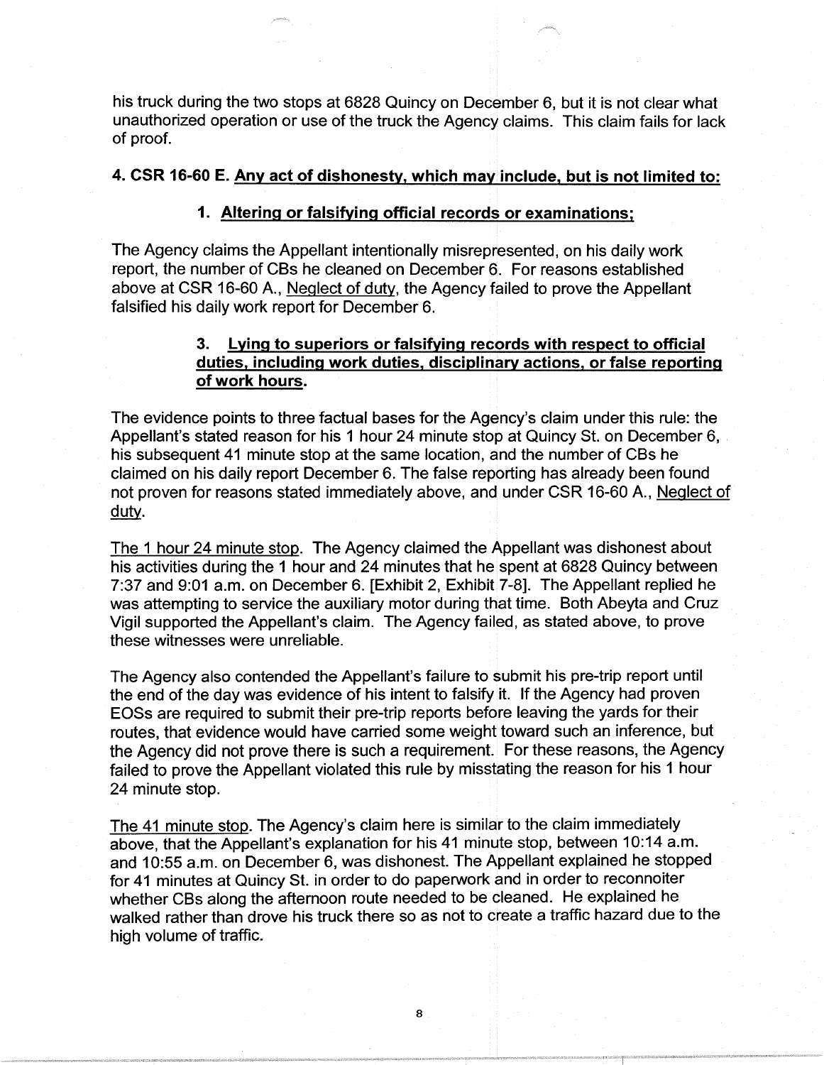his truck during the two stops at 6828 Quincy on December 6, but it is not clear what unauthorized operation or use of the truck the Agency claims. This claim fails for lack of proof.

### 4. CSR 16-60 E. <u>Any act of dishonesty, which may include, but is not limited to:</u>

#### 1. <u>Altering or falsifying official records or examinations;</u>

The Agency claims the Appellant intentionally misrepresented, on his daily work report, the number of CBs he cleaned on December 6. For reasons established above at CSR 16-60 A., <u>Neglect of duty</u>, the Agency failed to prove the Appellant falsified his daily work report for December 6.

#### 3. <u>Lying to superiors or falsifying records with respect to official duties, including work duties, disciplinary actions, or false reporting of work hours.</u>

The evidence points to three factual bases for the Agency's claim under this rule: the Appellant's stated reason for his 1 hour 24 minute stop at Quincy St. on December 6, his subsequent 41 minute stop at the same location, and the number of CBs he claimed on his daily report December 6. The false reporting has already been found not proven for reasons stated immediately above, and under CSR 16-60 A., <u>Neglect of duty</u>.

<u>The 1 hour 24 minute stop</u>. The Agency claimed the Appellant was dishonest about his activities during the 1 hour and 24 minutes that he spent at 6828 Quincy between 7:37 and 9:01 a.m. on December 6. [Exhibit 2, Exhibit 7-8]. The Appellant replied he was attempting to service the auxiliary motor during that time. Both Abeyta and Cruz Vigil supported the Appellant's claim. The Agency failed, as stated above, to prove these witnesses were unreliable.

The Agency also contended the Appellant's failure to submit his pre-trip report until the end of the day was evidence of his intent to falsify it. If the Agency had proven EOSs are required to submit their pre-trip reports before leaving the yards for their routes, that evidence would have carried some weight toward such an inference, but the Agency did not prove there is such a requirement. For these reasons, the Agency failed to prove the Appellant violated this rule by misstating the reason for his 1 hour 24 minute stop.

<u>The 41 minute stop</u>. The Agency's claim here is similar to the claim immediately above, that the Appellant's explanation for his 41 minute stop, between 10:14 a.m. and 10:55 a.m. on December 6, was dishonest. The Appellant explained he stopped for 41 minutes at Quincy St. in order to do paperwork and in order to reconnoiter whether CBs along the afternoon route needed to be cleaned. He explained he walked rather than drove his truck there so as not to create a traffic hazard due to the high volume of traffic.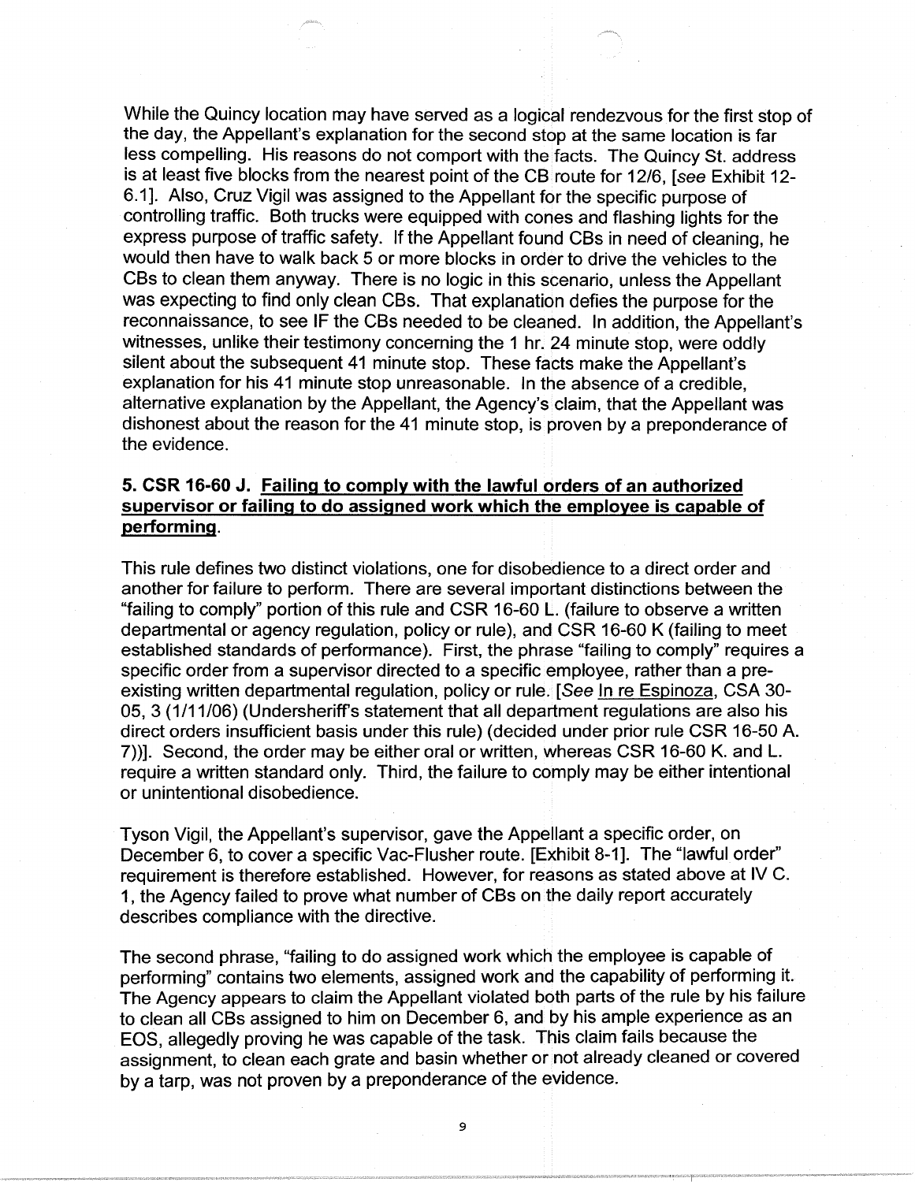While the Quincy location may have served as a logical rendezvous for the first stop of the day, the Appellant's explanation for the second stop at the same location is far less compelling. His reasons do not comport with the facts. The Quincy St. address is at least five blocks from the nearest point of the CB route for 12/6, [*see* Exhibit 12-6.1]. Also, Cruz Vigil was assigned to the Appellant for the specific purpose of controlling traffic. Both trucks were equipped with cones and flashing lights for the express purpose of traffic safety. If the Appellant found CBs in need of cleaning, he would then have to walk back 5 or more blocks in order to drive the vehicles to the CBs to clean them anyway. There is no logic in this scenario, unless the Appellant was expecting to find only clean CBs. That explanation defies the purpose for the reconnaissance, to see IF the CBs needed to be cleaned. In addition, the Appellant's witnesses, unlike their testimony concerning the 1 hr. 24 minute stop, were oddly silent about the subsequent 41 minute stop. These facts make the Appellant's explanation for his 41 minute stop unreasonable. In the absence of a credible, alternative explanation by the Appellant, the Agency's claim, that the Appellant was dishonest about the reason for the 41 minute stop, is proven by a preponderance of the evidence.

### 5. CSR 16-60 J. Failing to comply with the lawful orders of an authorized supervisor or failing to do assigned work which the employee is capable of performing.

This rule defines two distinct violations, one for disobedience to a direct order and another for failure to perform. There are several important distinctions between the "failing to comply" portion of this rule and CSR 16-60 L. (failure to observe a written departmental or agency regulation, policy or rule), and CSR 16-60 K (failing to meet established standards of performance). First, the phrase "failing to comply" requires a specific order from a supervisor directed to a specific employee, rather than a pre-existing written departmental regulation, policy or rule. [*See* In re Espinoza, CSA 30-05, 3 (1/11/06) (Undersheriff's statement that all department regulations are also his direct orders insufficient basis under this rule) (decided under prior rule CSR 16-50 A. 7))]. Second, the order may be either oral or written, whereas CSR 16-60 K. and L. require a written standard only. Third, the failure to comply may be either intentional or unintentional disobedience.

Tyson Vigil, the Appellant's supervisor, gave the Appellant a specific order, on December 6, to cover a specific Vac-Flusher route. [Exhibit 8-1]. The "lawful order" requirement is therefore established. However, for reasons as stated above at IV C. 1, the Agency failed to prove what number of CBs on the daily report accurately describes compliance with the directive.

The second phrase, "failing to do assigned work which the employee is capable of performing" contains two elements, assigned work and the capability of performing it. The Agency appears to claim the Appellant violated both parts of the rule by his failure to clean all CBs assigned to him on December 6, and by his ample experience as an EOS, allegedly proving he was capable of the task. This claim fails because the assignment, to clean each grate and basin whether or not already cleaned or covered by a tarp, was not proven by a preponderance of the evidence.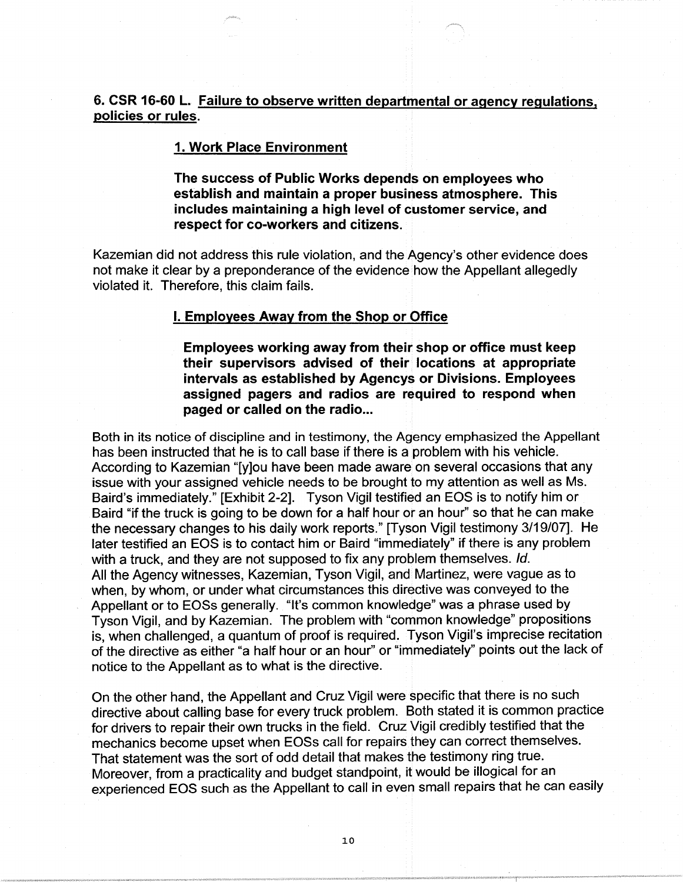**6. CSR 16-60 L. <u>Failure to observe written departmental or agency regulations, policies or rules</u>.**

**<u>1. Work Place Environment</u>**

**The success of Public Works depends on employees who establish and maintain a proper business atmosphere. This includes maintaining a high level of customer service, and respect for co-workers and citizens.**

Kazemian did not address this rule violation, and the Agency's other evidence does not make it clear by a preponderance of the evidence how the Appellant allegedly violated it. Therefore, this claim fails.

**<u>I. Employees Away from the Shop or Office</u>**

**Employees working away from their shop or office must keep their supervisors advised of their locations at appropriate intervals as established by Agencys or Divisions. Employees assigned pagers and radios are required to respond when paged or called on the radio...**

Both in its notice of discipline and in testimony, the Agency emphasized the Appellant has been instructed that he is to call base if there is a problem with his vehicle. According to Kazemian "[y]ou have been made aware on several occasions that any issue with your assigned vehicle needs to be brought to my attention as well as Ms. Baird's immediately." [Exhibit 2-2]. Tyson Vigil testified an EOS is to notify him or Baird "if the truck is going to be down for a half hour or an hour" so that he can make the necessary changes to his daily work reports." [Tyson Vigil testimony 3/19/07]. He later testified an EOS is to contact him or Baird "immediately" if there is any problem with a truck, and they are not supposed to fix any problem themselves. *Id.*
All the Agency witnesses, Kazemian, Tyson Vigil, and Martinez, were vague as to when, by whom, or under what circumstances this directive was conveyed to the Appellant or to EOSs generally. "It's common knowledge" was a phrase used by Tyson Vigil, and by Kazemian. The problem with "common knowledge" propositions is, when challenged, a quantum of proof is required. Tyson Vigil's imprecise recitation of the directive as either "a half hour or an hour" or "immediately" points out the lack of notice to the Appellant as to what is the directive.

On the other hand, the Appellant and Cruz Vigil were specific that there is no such directive about calling base for every truck problem. Both stated it is common practice for drivers to repair their own trucks in the field. Cruz Vigil credibly testified that the mechanics become upset when EOSs call for repairs they can correct themselves. That statement was the sort of odd detail that makes the testimony ring true. Moreover, from a practicality and budget standpoint, it would be illogical for an experienced EOS such as the Appellant to call in even small repairs that he can easily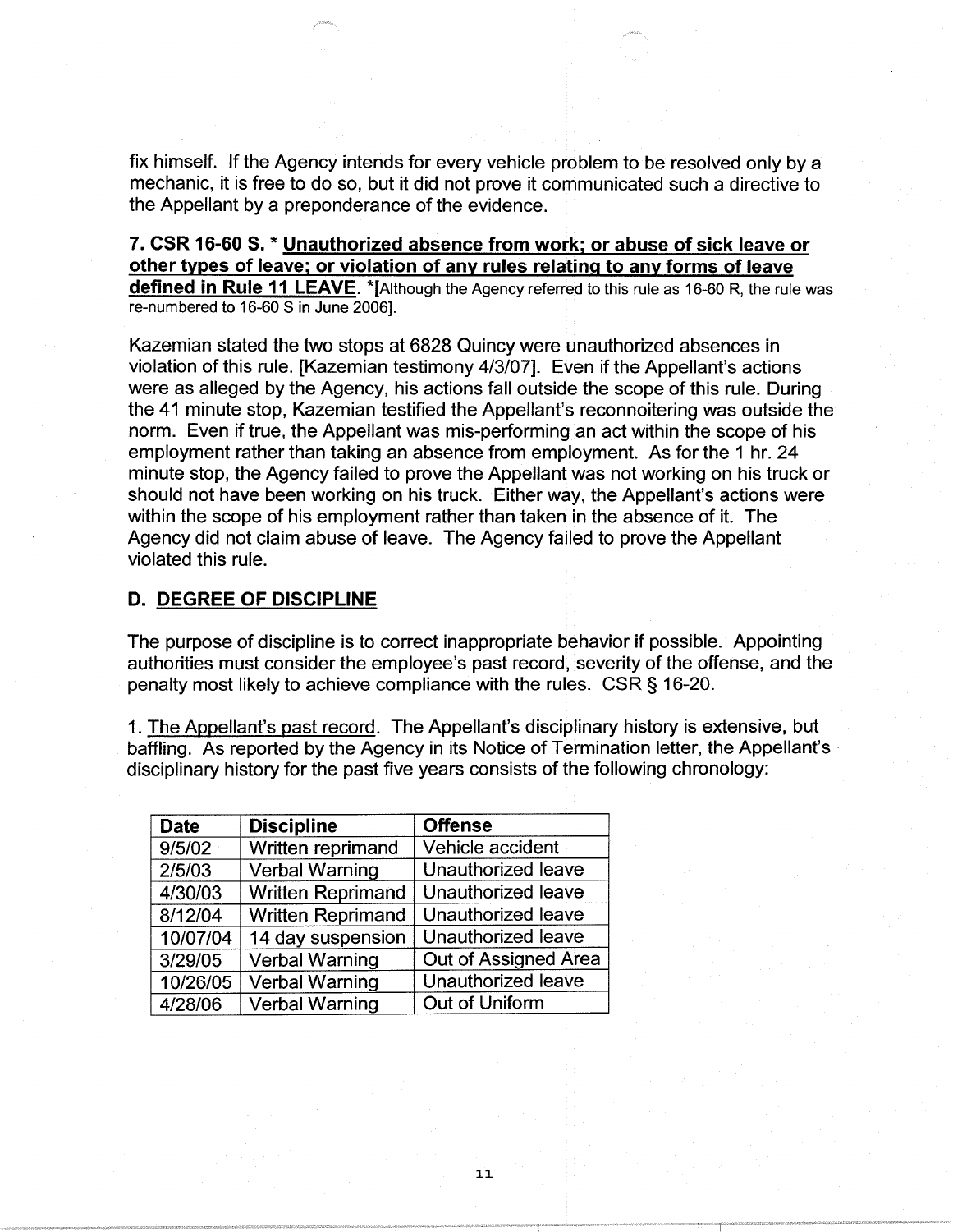fix himself. If the Agency intends for every vehicle problem to be resolved only by a mechanic, it is free to do so, but it did not prove it communicated such a directive to the Appellant by a preponderance of the evidence.

### 7. CSR 16-60 S. * __Unauthorized absence from work; or abuse of sick leave or other types of leave; or violation of any rules relating to any forms of leave defined in Rule 11 LEAVE__. *[Although the Agency referred to this rule as 16-60 R, the rule was re-numbered to 16-60 S in June 2006].

Kazemian stated the two stops at 6828 Quincy were unauthorized absences in violation of this rule. [Kazemian testimony 4/3/07]. Even if the Appellant's actions were as alleged by the Agency, his actions fall outside the scope of this rule. During the 41 minute stop, Kazemian testified the Appellant's reconnoitering was outside the norm. Even if true, the Appellant was mis-performing an act within the scope of his employment rather than taking an absence from employment. As for the 1 hr. 24 minute stop, the Agency failed to prove the Appellant was not working on his truck or should not have been working on his truck. Either way, the Appellant's actions were within the scope of his employment rather than taken in the absence of it. The Agency did not claim abuse of leave. The Agency failed to prove the Appellant violated this rule.

## D. DEGREE OF DISCIPLINE

The purpose of discipline is to correct inappropriate behavior if possible. Appointing authorities must consider the employee's past record, severity of the offense, and the penalty most likely to achieve compliance with the rules. CSR § 16-20.

1. __The Appellant's past record__. The Appellant's disciplinary history is extensive, but baffling. As reported by the Agency in its Notice of Termination letter, the Appellant's disciplinary history for the past five years consists of the following chronology:

| Date | Discipline | Offense |
|---|---|---|
| 9/5/02 | Written reprimand | Vehicle accident |
| 2/5/03 | Verbal Warning | Unauthorized leave |
| 4/30/03 | Written Reprimand | Unauthorized leave |
| 8/12/04 | Written Reprimand | Unauthorized leave |
| 10/07/04 | 14 day suspension | Unauthorized leave |
| 3/29/05 | Verbal Warning | Out of Assigned Area |
| 10/26/05 | Verbal Warning | Unauthorized leave |
| 4/28/06 | Verbal Warning | Out of Uniform |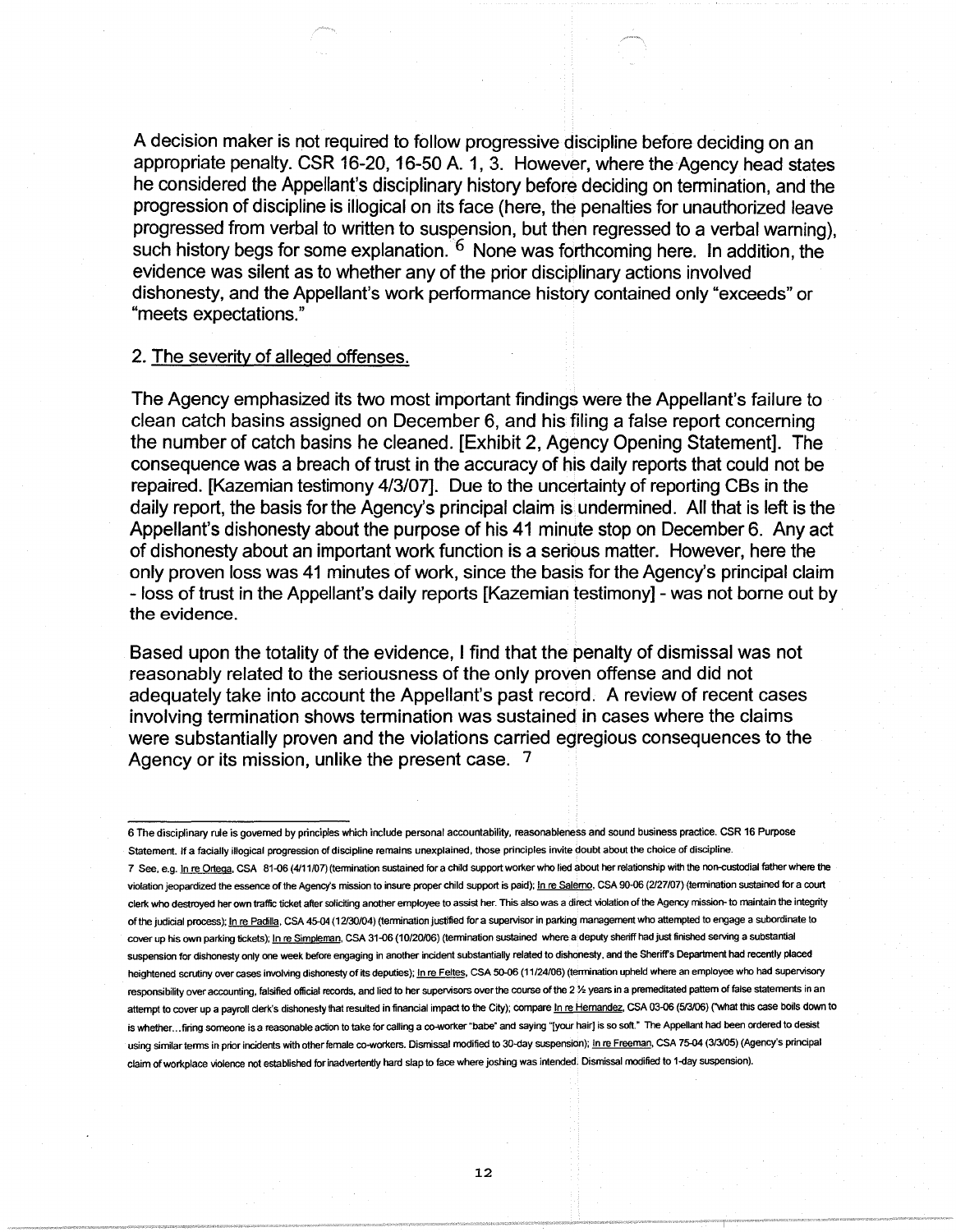A decision maker is not required to follow progressive discipline before deciding on an appropriate penalty. CSR 16-20, 16-50 A. 1, 3. However, where the Agency head states he considered the Appellant's disciplinary history before deciding on termination, and the progression of discipline is illogical on its face (here, the penalties for unauthorized leave progressed from verbal to written to suspension, but then regressed to a verbal warning), such history begs for some explanation. [6] None was forthcoming here. In addition, the evidence was silent as to whether any of the prior disciplinary actions involved dishonesty, and the Appellant's work performance history contained only "exceeds" or "meets expectations."

2. The severity of alleged offenses.

The Agency emphasized its two most important findings were the Appellant's failure to clean catch basins assigned on December 6, and his filing a false report concerning the number of catch basins he cleaned. [Exhibit 2, Agency Opening Statement]. The consequence was a breach of trust in the accuracy of his daily reports that could not be repaired. [Kazemian testimony 4/3/07]. Due to the uncertainty of reporting CBs in the daily report, the basis for the Agency's principal claim is undermined. All that is left is the Appellant's dishonesty about the purpose of his 41 minute stop on December 6. Any act of dishonesty about an important work function is a serious matter. However, here the only proven loss was 41 minutes of work, since the basis for the Agency's principal claim - loss of trust in the Appellant's daily reports [Kazemian testimony] - was not borne out by the evidence.

Based upon the totality of the evidence, I find that the penalty of dismissal was not reasonably related to the seriousness of the only proven offense and did not adequately take into account the Appellant's past record. A review of recent cases involving termination shows termination was sustained in cases where the claims were substantially proven and the violations carried egregious consequences to the Agency or its mission, unlike the present case. [7]

---

6 The disciplinary rule is governed by principles which include personal accountability, reasonableness and sound business practice. CSR 16 Purpose Statement. If a facially illogical progression of discipline remains unexplained, those principles invite doubt about the choice of discipline.

7 See, e.g. In re Ortega, CSA 81-06 (4/11/07) (termination sustained for a child support worker who lied about her relationship with the non-custodial father where the violation jeopardized the essence of the Agency's mission to insure proper child support is paid); In re Salerno, CSA 90-06 (2/27/07) (termination sustained for a court clerk who destroyed her own traffic ticket after soliciting another employee to assist her. This also was a direct violation of the Agency mission- to maintain the integrity of the judicial process); In re Padilla, CSA 45-04 (12/30/04) (termination justified for a supervisor in parking management who attempted to engage a subordinate to cover up his own parking tickets); In re Simpleman, CSA 31-06 (10/20/06) (termination sustained where a deputy sheriff had just finished serving a substantial suspension for dishonesty only one week before engaging in another incident substantially related to dishonesty, and the Sheriff's Department had recently placed heightened scrutiny over cases involving dishonesty of its deputies); In re Feltes, CSA 50-06 (11/24/06) (termination upheld where an employee who had supervisory responsibility over accounting, falsified official records, and lied to her supervisors over the course of the 2 ½ years in a premeditated pattern of false statements in an attempt to cover up a payroll clerk's dishonesty that resulted in financial impact to the City); compare In re Hernandez, CSA 03-06 (5/3/06) ("what this case boils down to is whether…firing someone is a reasonable action to take for calling a co-worker "babe" and saying "[your hair] is so soft." The Appellant had been ordered to desist using similar terms in prior incidents with other female co-workers. Dismissal modified to 30-day suspension); In re Freeman, CSA 75-04 (3/3/05) (Agency's principal claim of workplace violence not established for inadvertently hard slap to face where joshing was intended. Dismissal modified to 1-day suspension).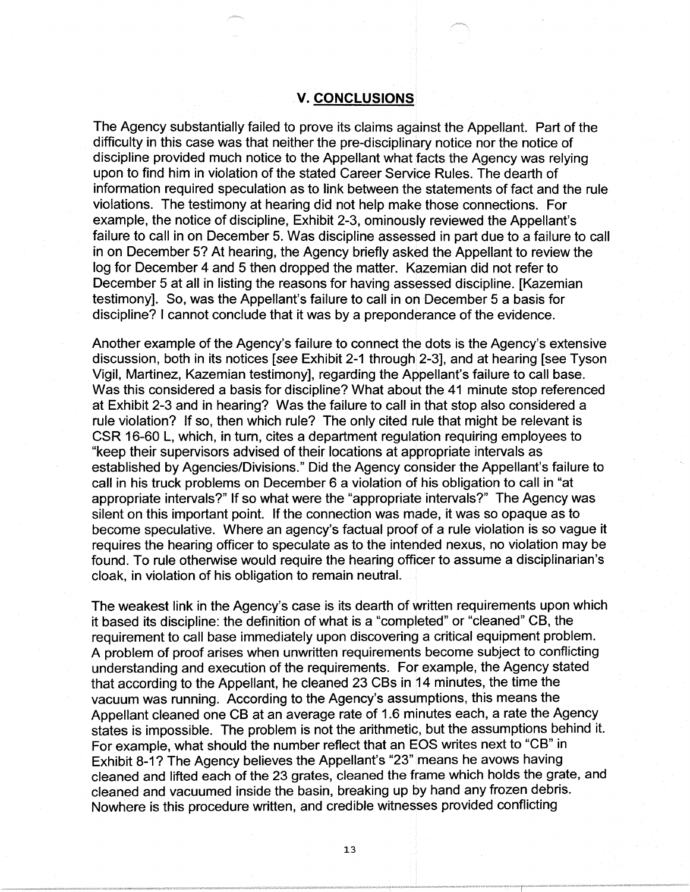## V. CONCLUSIONS

The Agency substantially failed to prove its claims against the Appellant. Part of the difficulty in this case was that neither the pre-disciplinary notice nor the notice of discipline provided much notice to the Appellant what facts the Agency was relying upon to find him in violation of the stated Career Service Rules. The dearth of information required speculation as to link between the statements of fact and the rule violations. The testimony at hearing did not help make those connections. For example, the notice of discipline, Exhibit 2-3, ominously reviewed the Appellant's failure to call in on December 5. Was discipline assessed in part due to a failure to call in on December 5? At hearing, the Agency briefly asked the Appellant to review the log for December 4 and 5 then dropped the matter. Kazemian did not refer to December 5 at all in listing the reasons for having assessed discipline. [Kazemian testimony]. So, was the Appellant's failure to call in on December 5 a basis for discipline? I cannot conclude that it was by a preponderance of the evidence.

Another example of the Agency's failure to connect the dots is the Agency's extensive discussion, both in its notices [*see* Exhibit 2-1 through 2-3], and at hearing [see Tyson Vigil, Martinez, Kazemian testimony], regarding the Appellant's failure to call base. Was this considered a basis for discipline? What about the 41 minute stop referenced at Exhibit 2-3 and in hearing? Was the failure to call in that stop also considered a rule violation? If so, then which rule? The only cited rule that might be relevant is CSR 16-60 L, which, in turn, cites a department regulation requiring employees to "keep their supervisors advised of their locations at appropriate intervals as established by Agencies/Divisions." Did the Agency consider the Appellant's failure to call in his truck problems on December 6 a violation of his obligation to call in "at appropriate intervals?" If so what were the "appropriate intervals?" The Agency was silent on this important point. If the connection was made, it was so opaque as to become speculative. Where an agency's factual proof of a rule violation is so vague it requires the hearing officer to speculate as to the intended nexus, no violation may be found. To rule otherwise would require the hearing officer to assume a disciplinarian's cloak, in violation of his obligation to remain neutral.

The weakest link in the Agency's case is its dearth of written requirements upon which it based its discipline: the definition of what is a "completed" or "cleaned" CB, the requirement to call base immediately upon discovering a critical equipment problem. A problem of proof arises when unwritten requirements become subject to conflicting understanding and execution of the requirements. For example, the Agency stated that according to the Appellant, he cleaned 23 CBs in 14 minutes, the time the vacuum was running. According to the Agency's assumptions, this means the Appellant cleaned one CB at an average rate of 1.6 minutes each, a rate the Agency states is impossible. The problem is not the arithmetic, but the assumptions behind it. For example, what should the number reflect that an EOS writes next to "CB" in Exhibit 8-1? The Agency believes the Appellant's "23" means he avows having cleaned and lifted each of the 23 grates, cleaned the frame which holds the grate, and cleaned and vacuumed inside the basin, breaking up by hand any frozen debris. Nowhere is this procedure written, and credible witnesses provided conflicting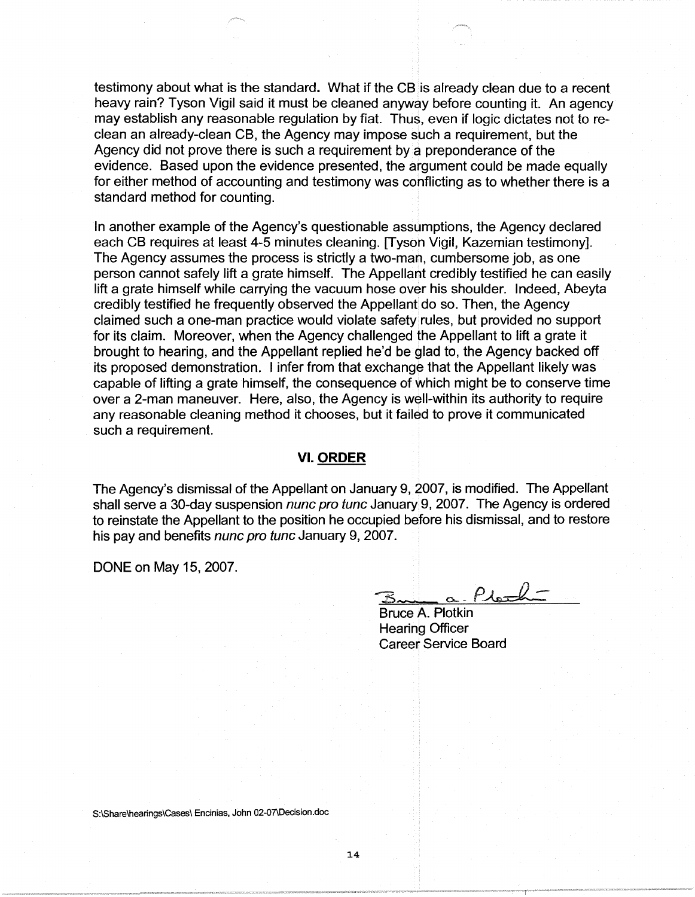testimony about what is the standard. What if the CB is already clean due to a recent heavy rain? Tyson Vigil said it must be cleaned anyway before counting it. An agency may establish any reasonable regulation by fiat. Thus, even if logic dictates not to re-clean an already-clean CB, the Agency may impose such a requirement, but the Agency did not prove there is such a requirement by a preponderance of the evidence. Based upon the evidence presented, the argument could be made equally for either method of accounting and testimony was conflicting as to whether there is a standard method for counting.

In another example of the Agency's questionable assumptions, the Agency declared each CB requires at least 4-5 minutes cleaning. [Tyson Vigil, Kazemian testimony]. The Agency assumes the process is strictly a two-man, cumbersome job, as one person cannot safely lift a grate himself. The Appellant credibly testified he can easily lift a grate himself while carrying the vacuum hose over his shoulder. Indeed, Abeyta credibly testified he frequently observed the Appellant do so. Then, the Agency claimed such a one-man practice would violate safety rules, but provided no support for its claim. Moreover, when the Agency challenged the Appellant to lift a grate it brought to hearing, and the Appellant replied he'd be glad to, the Agency backed off its proposed demonstration. I infer from that exchange that the Appellant likely was capable of lifting a grate himself, the consequence of which might be to conserve time over a 2-man maneuver. Here, also, the Agency is well-within its authority to require any reasonable cleaning method it chooses, but it failed to prove it communicated such a requirement.

## VI. ORDER

The Agency's dismissal of the Appellant on January 9, 2007, is modified. The Appellant shall serve a 30-day suspension *nunc pro tunc* January 9, 2007. The Agency is ordered to reinstate the Appellant to the position he occupied before his dismissal, and to restore his pay and benefits *nunc pro tunc* January 9, 2007.

DONE on May 15, 2007.

Bruce A. Plotkin
Hearing Officer
Career Service Board

S:\Share\hearings\Cases\ Encinias, John 02-07\Decision.doc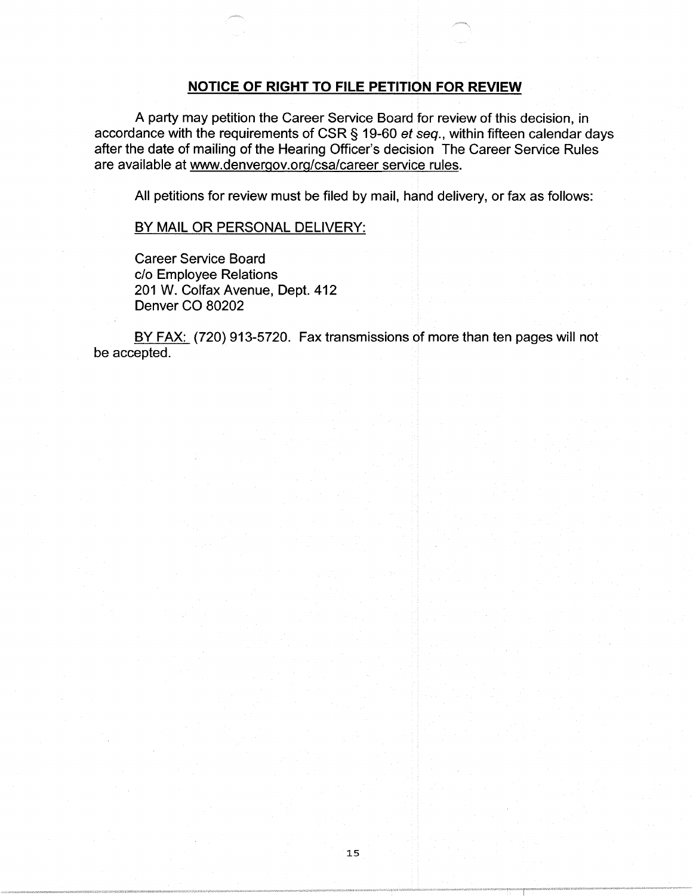## NOTICE OF RIGHT TO FILE PETITION FOR REVIEW

A party may petition the Career Service Board for review of this decision, in accordance with the requirements of CSR § 19-60 *et seq.*, within fifteen calendar days after the date of mailing of the Hearing Officer's decision The Career Service Rules are available at www.denvergov.org/csa/career service rules.

All petitions for review must be filed by mail, hand delivery, or fax as follows:

BY MAIL OR PERSONAL DELIVERY:

Career Service Board
c/o Employee Relations
201 W. Colfax Avenue, Dept. 412
Denver CO 80202

BY FAX: (720) 913-5720. Fax transmissions of more than ten pages will not be accepted.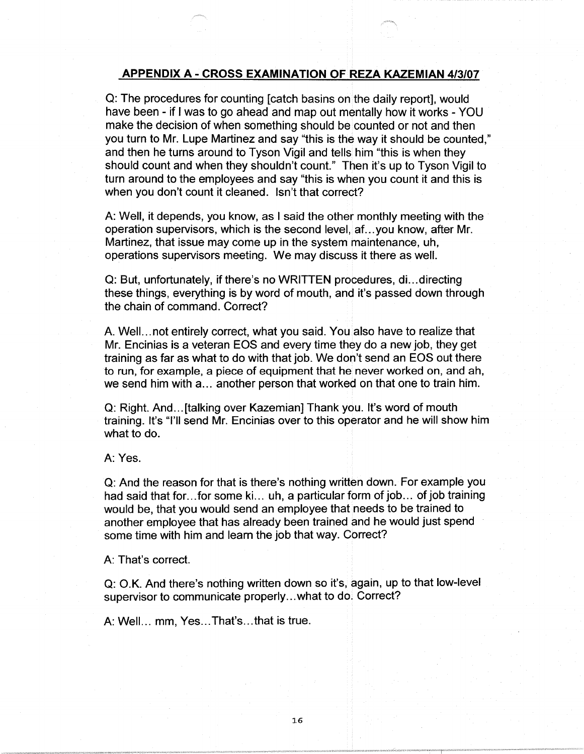## APPENDIX A - CROSS EXAMINATION OF REZA KAZEMIAN 4/3/07

Q: The procedures for counting [catch basins on the daily report], would have been - if I was to go ahead and map out mentally how it works - YOU make the decision of when something should be counted or not and then you turn to Mr. Lupe Martinez and say "this is the way it should be counted," and then he turns around to Tyson Vigil and tells him "this is when they should count and when they shouldn't count." Then it's up to Tyson Vigil to turn around to the employees and say "this is when you count it and this is when you don't count it cleaned. Isn't that correct?

A: Well, it depends, you know, as I said the other monthly meeting with the operation supervisors, which is the second level, af...you know, after Mr. Martinez, that issue may come up in the system maintenance, uh, operations supervisors meeting. We may discuss it there as well.

Q: But, unfortunately, if there's no WRITTEN procedures, di...directing these things, everything is by word of mouth, and it's passed down through the chain of command. Correct?

A. Well...not entirely correct, what you said. You also have to realize that Mr. Encinias is a veteran EOS and every time they do a new job, they get training as far as what to do with that job. We don't send an EOS out there to run, for example, a piece of equipment that he never worked on, and ah, we send him with a... another person that worked on that one to train him.

Q: Right. And...[talking over Kazemian] Thank you. It's word of mouth training. It's "I'll send Mr. Encinias over to this operator and he will show him what to do.

A: Yes.

Q: And the reason for that is there's nothing written down. For example you had said that for...for some ki... uh, a particular form of job... of job training would be, that you would send an employee that needs to be trained to another employee that has already been trained and he would just spend some time with him and learn the job that way. Correct?

A: That's correct.

Q: O.K. And there's nothing written down so it's, again, up to that low-level supervisor to communicate properly...what to do. Correct?

A: Well... mm, Yes...That's...that is true.